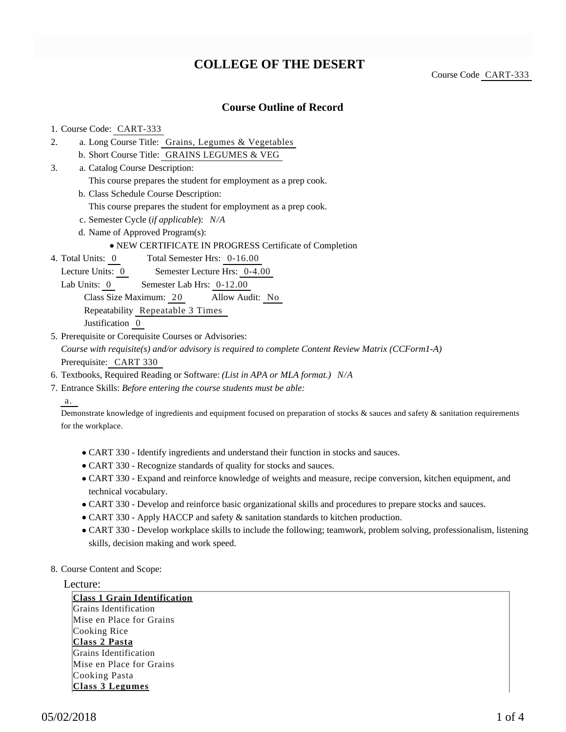# COLLEGE OF THE DESERT

Course Code CART-333

## Course Outline of Record

1. Course Code: CART-333
2. a. Long Course Title: Grains, Legumes & Vegetables
   b. Short Course Title: GRAINS LEGUMES & VEG
3. a. Catalog Course Description:
   This course prepares the student for employment as a prep cook.
   b. Class Schedule Course Description:
   This course prepares the student for employment as a prep cook.
   c. Semester Cycle (*if applicable*): *N/A*
   d. Name of Approved Program(s):
      - NEW CERTIFICATE IN PROGRESS Certificate of Completion
4. Total Units: 0 Total Semester Hrs: 0-16.00
   Lecture Units: 0 Semester Lecture Hrs: 0-4.00
   Lab Units: 0 Semester Lab Hrs: 0-12.00
   Class Size Maximum: 20 Allow Audit: No
   Repeatability Repeatable 3 Times
   Justification 0
5. Prerequisite or Corequisite Courses or Advisories:
   *Course with requisite(s) and/or advisory is required to complete Content Review Matrix (CCForm1-A)*
   Prerequisite: CART 330
6. Textbooks, Required Reading or Software: *(List in APA or MLA format.) N/A*
7. Entrance Skills: *Before entering the course students must be able:*

   a.

   Demonstrate knowledge of ingredients and equipment focused on preparation of stocks & sauces and safety & sanitation requirements for the workplace.

   - CART 330 - Identify ingredients and understand their function in stocks and sauces.
   - CART 330 - Recognize standards of quality for stocks and sauces.
   - CART 330 - Expand and reinforce knowledge of weights and measure, recipe conversion, kitchen equipment, and technical vocabulary.
   - CART 330 - Develop and reinforce basic organizational skills and procedures to prepare stocks and sauces.
   - CART 330 - Apply HACCP and safety & sanitation standards to kitchen production.
   - CART 330 - Develop workplace skills to include the following; teamwork, problem solving, professionalism, listening skills, decision making and work speed.

8. Course Content and Scope:

Lecture:

**Class 1 Grain Identification**
Grains Identification
Mise en Place for Grains
Cooking Rice
**Class 2 Pasta**
Grains Identification
Mise en Place for Grains
Cooking Pasta
**Class 3 Legumes**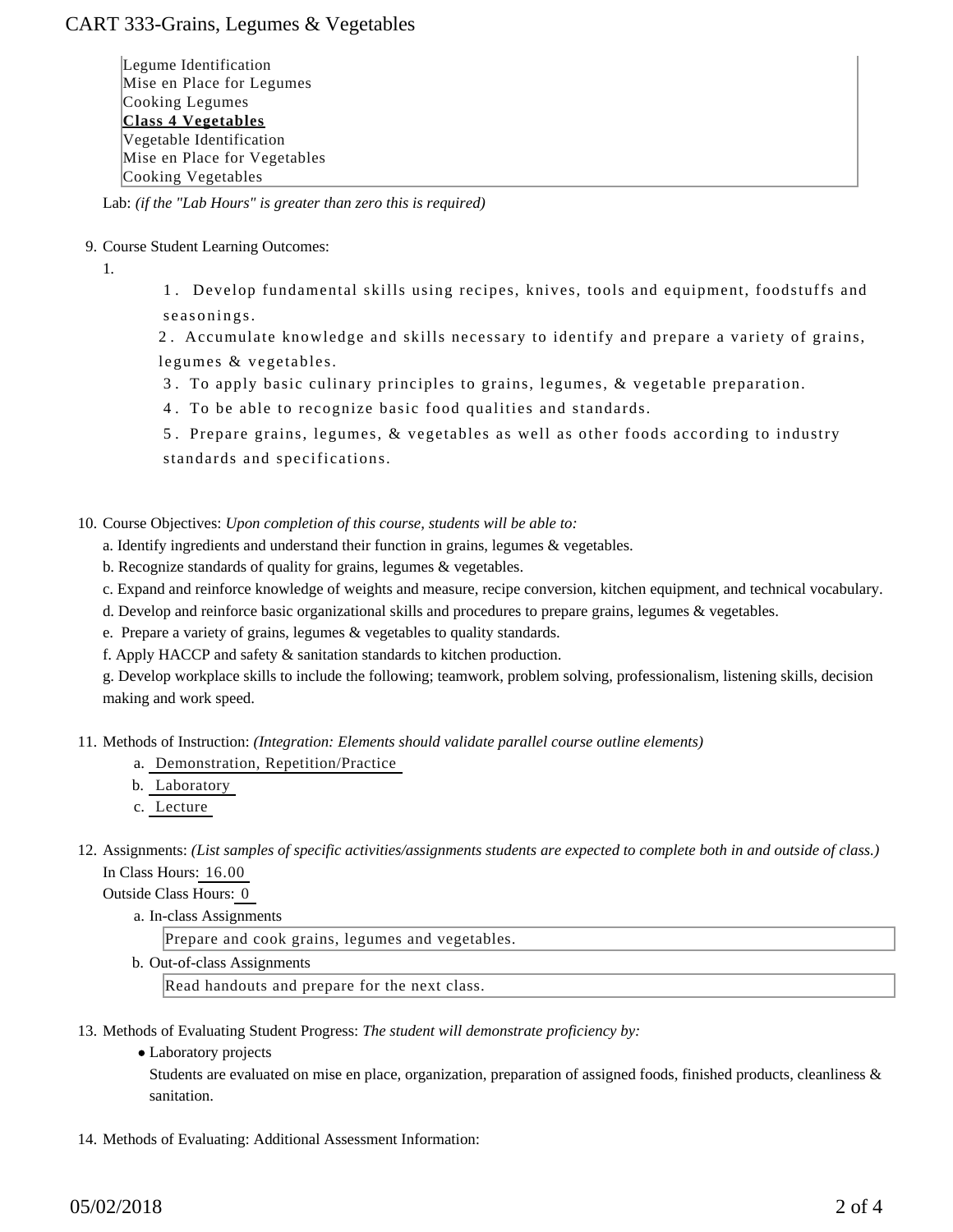Legume Identification
Mise en Place for Legumes
Cooking Legumes
**Class 4 Vegetables**
Vegetable Identification
Mise en Place for Vegetables
Cooking Vegetables

Lab: *(if the "Lab Hours" is greater than zero this is required)*

9. Course Student Learning Outcomes:

   1.

   1. Develop fundamental skills using recipes, knives, tools and equipment, foodstuffs and seasonings.
   2. Accumulate knowledge and skills necessary to identify and prepare a variety of grains, legumes & vegetables.
   3. To apply basic culinary principles to grains, legumes, & vegetable preparation.
   4. To be able to recognize basic food qualities and standards.
   5. Prepare grains, legumes, & vegetables as well as other foods according to industry standards and specifications.

10. Course Objectives: *Upon completion of this course, students will be able to:*

    a. Identify ingredients and understand their function in grains, legumes & vegetables.
    b. Recognize standards of quality for grains, legumes & vegetables.
    c. Expand and reinforce knowledge of weights and measure, recipe conversion, kitchen equipment, and technical vocabulary.
    d. Develop and reinforce basic organizational skills and procedures to prepare grains, legumes & vegetables.
    e. Prepare a variety of grains, legumes & vegetables to quality standards.
    f. Apply HACCP and safety & sanitation standards to kitchen production.
    g. Develop workplace skills to include the following; teamwork, problem solving, professionalism, listening skills, decision making and work speed.

11. Methods of Instruction: *(Integration: Elements should validate parallel course outline elements)*

    a. Demonstration, Repetition/Practice
    b. Laboratory
    c. Lecture

12. Assignments: *(List samples of specific activities/assignments students are expected to complete both in and outside of class.)*

    In Class Hours: 16.00

    Outside Class Hours: 0

    a. In-class Assignments

       Prepare and cook grains, legumes and vegetables.

    b. Out-of-class Assignments

       Read handouts and prepare for the next class.

13. Methods of Evaluating Student Progress: *The student will demonstrate proficiency by:*

    - Laboratory projects

      Students are evaluated on mise en place, organization, preparation of assigned foods, finished products, cleanliness & sanitation.

14. Methods of Evaluating: Additional Assessment Information: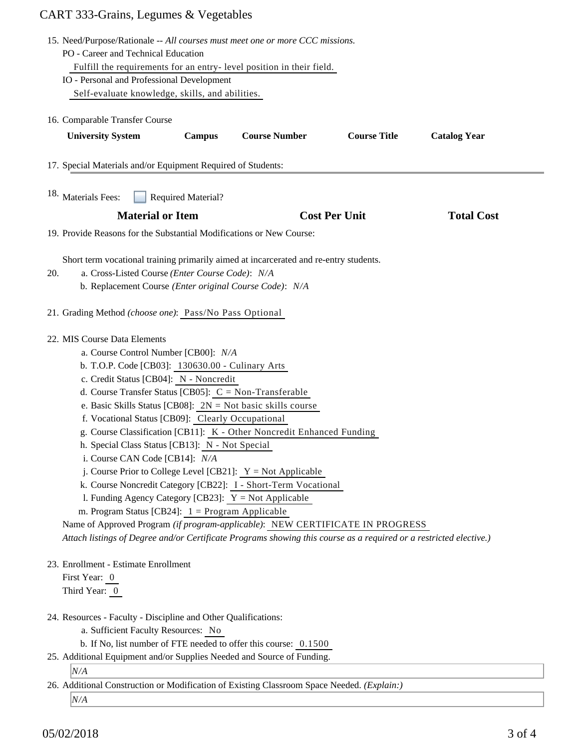# CART 333-Grains, Legumes & Vegetables

15. Need/Purpose/Rationale -- *All courses must meet one or more CCC missions.*

    PO - Career and Technical Education

    Fulfill the requirements for an entry- level position in their field.

    IO - Personal and Professional Development

    Self-evaluate knowledge, skills, and abilities.

16. Comparable Transfer Course

| University System | Campus | Course Number | Course Title | Catalog Year |
|---|---|---|---|---|

17. Special Materials and/or Equipment Required of Students:

18. Materials Fees: ☐ Required Material?

| Material or Item | Cost Per Unit | Total Cost |
|---|---|---|

19. Provide Reasons for the Substantial Modifications or New Course:

    Short term vocational training primarily aimed at incarcerated and re-entry students.

20. a. Cross-Listed Course *(Enter Course Code)*: *N/A*

    b. Replacement Course *(Enter original Course Code)*: *N/A*

21. Grading Method *(choose one)*: Pass/No Pass Optional

22. MIS Course Data Elements

    a. Course Control Number [CB00]: *N/A*

    b. T.O.P. Code [CB03]: 130630.00 - Culinary Arts

    c. Credit Status [CB04]: N - Noncredit

    d. Course Transfer Status [CB05]: C = Non-Transferable

    e. Basic Skills Status [CB08]: 2N = Not basic skills course

    f. Vocational Status [CB09]: Clearly Occupational

    g. Course Classification [CB11]: K - Other Noncredit Enhanced Funding

    h. Special Class Status [CB13]: N - Not Special

    i. Course CAN Code [CB14]: *N/A*

    j. Course Prior to College Level [CB21]: Y = Not Applicable

    k. Course Noncredit Category [CB22]: I - Short-Term Vocational

    l. Funding Agency Category [CB23]: Y = Not Applicable

    m. Program Status [CB24]: 1 = Program Applicable

    Name of Approved Program *(if program-applicable)*: NEW CERTIFICATE IN PROGRESS

    *Attach listings of Degree and/or Certificate Programs showing this course as a required or a restricted elective.)*

23. Enrollment - Estimate Enrollment

    First Year: 0

    Third Year: 0

24. Resources - Faculty - Discipline and Other Qualifications:

    a. Sufficient Faculty Resources: No

    b. If No, list number of FTE needed to offer this course: 0.1500

25. Additional Equipment and/or Supplies Needed and Source of Funding.

    *N/A*

26. Additional Construction or Modification of Existing Classroom Space Needed. *(Explain:)*

    *N/A*

05/02/2018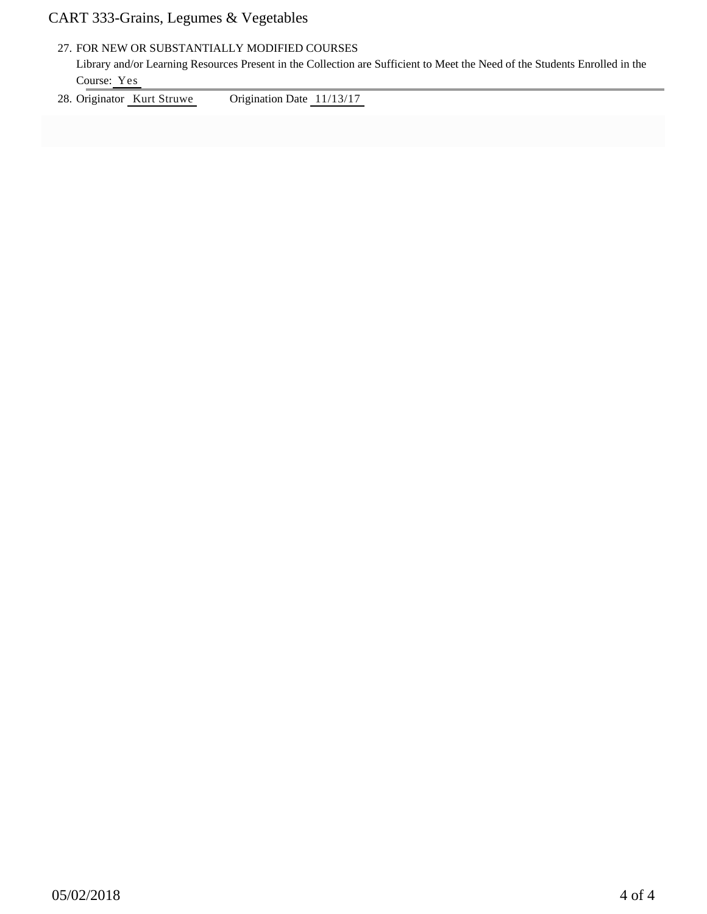27. FOR NEW OR SUBSTANTIALLY MODIFIED COURSES

    Library and/or Learning Resources Present in the Collection are Sufficient to Meet the Need of the Students Enrolled in the Course: Yes

28. Originator Kurt Struwe    Origination Date 11/13/17